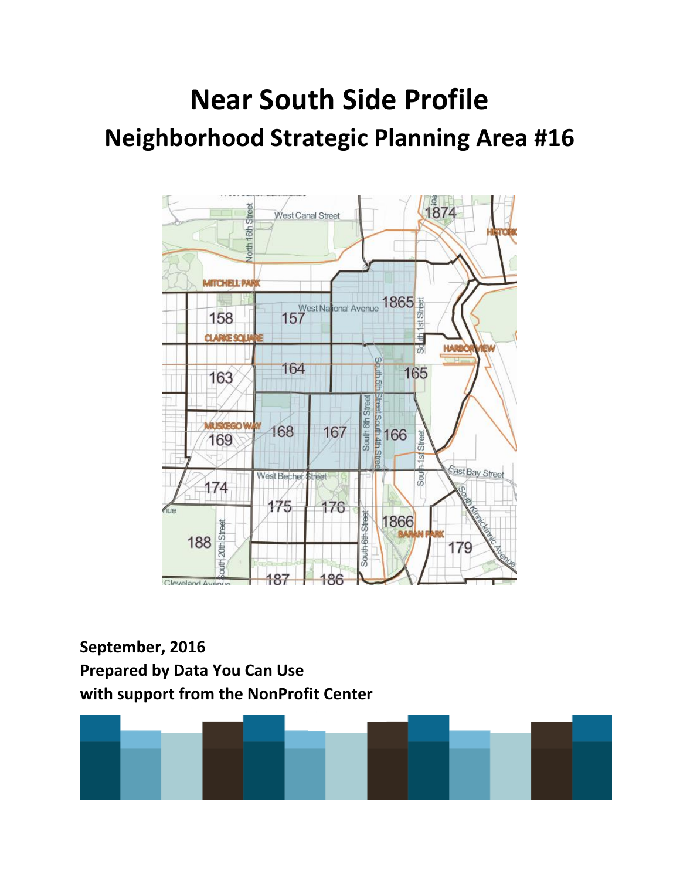# Near South Side Profile

## Neighborhood Strategic Planning Area #16

**September, 2016**
**Prepared by Data You Can Use**
**with support from the NonProfit Center**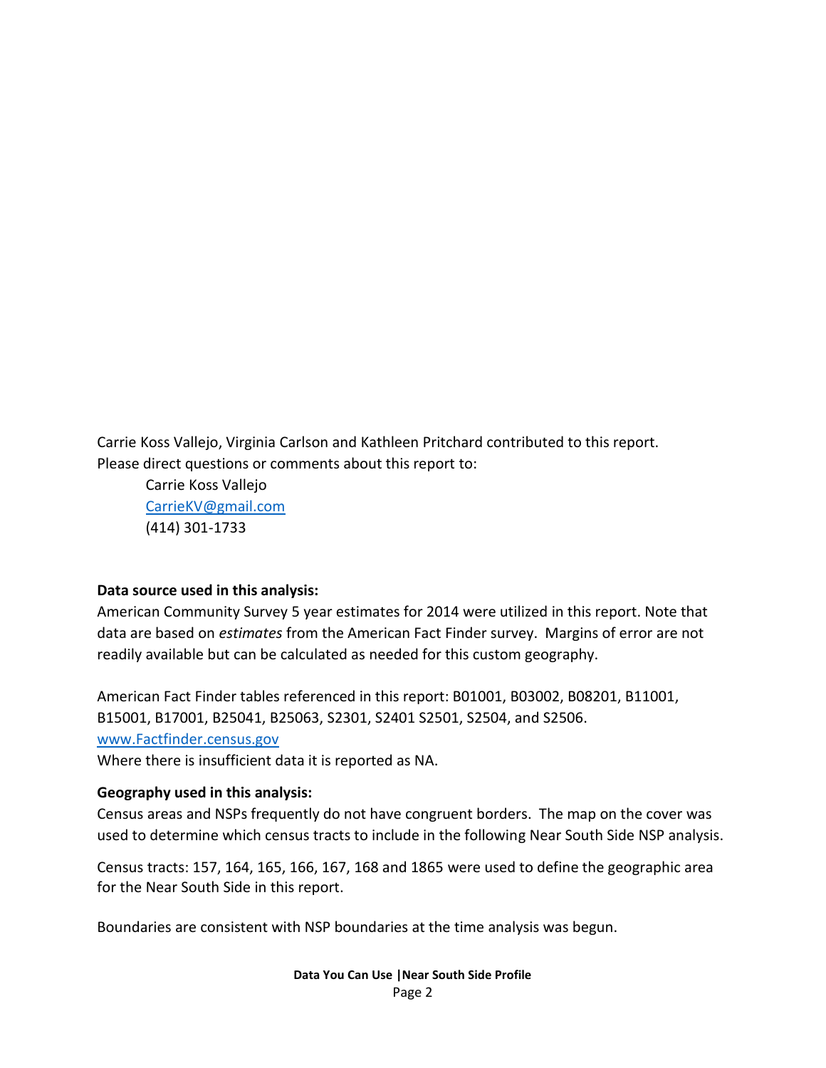Carrie Koss Vallejo, Virginia Carlson and Kathleen Pritchard contributed to this report.
Please direct questions or comments about this report to:

Carrie Koss Vallejo
CarrieKV@gmail.com
(414) 301-1733

**Data source used in this analysis:**

American Community Survey 5 year estimates for 2014 were utilized in this report. Note that data are based on *estimates* from the American Fact Finder survey. Margins of error are not readily available but can be calculated as needed for this custom geography.

American Fact Finder tables referenced in this report: B01001, B03002, B08201, B11001, B15001, B17001, B25041, B25063, S2301, S2401 S2501, S2504, and S2506.
www.Factfinder.census.gov
Where there is insufficient data it is reported as NA.

**Geography used in this analysis:**

Census areas and NSPs frequently do not have congruent borders. The map on the cover was used to determine which census tracts to include in the following Near South Side NSP analysis.

Census tracts: 157, 164, 165, 166, 167, 168 and 1865 were used to define the geographic area for the Near South Side in this report.

Boundaries are consistent with NSP boundaries at the time analysis was begun.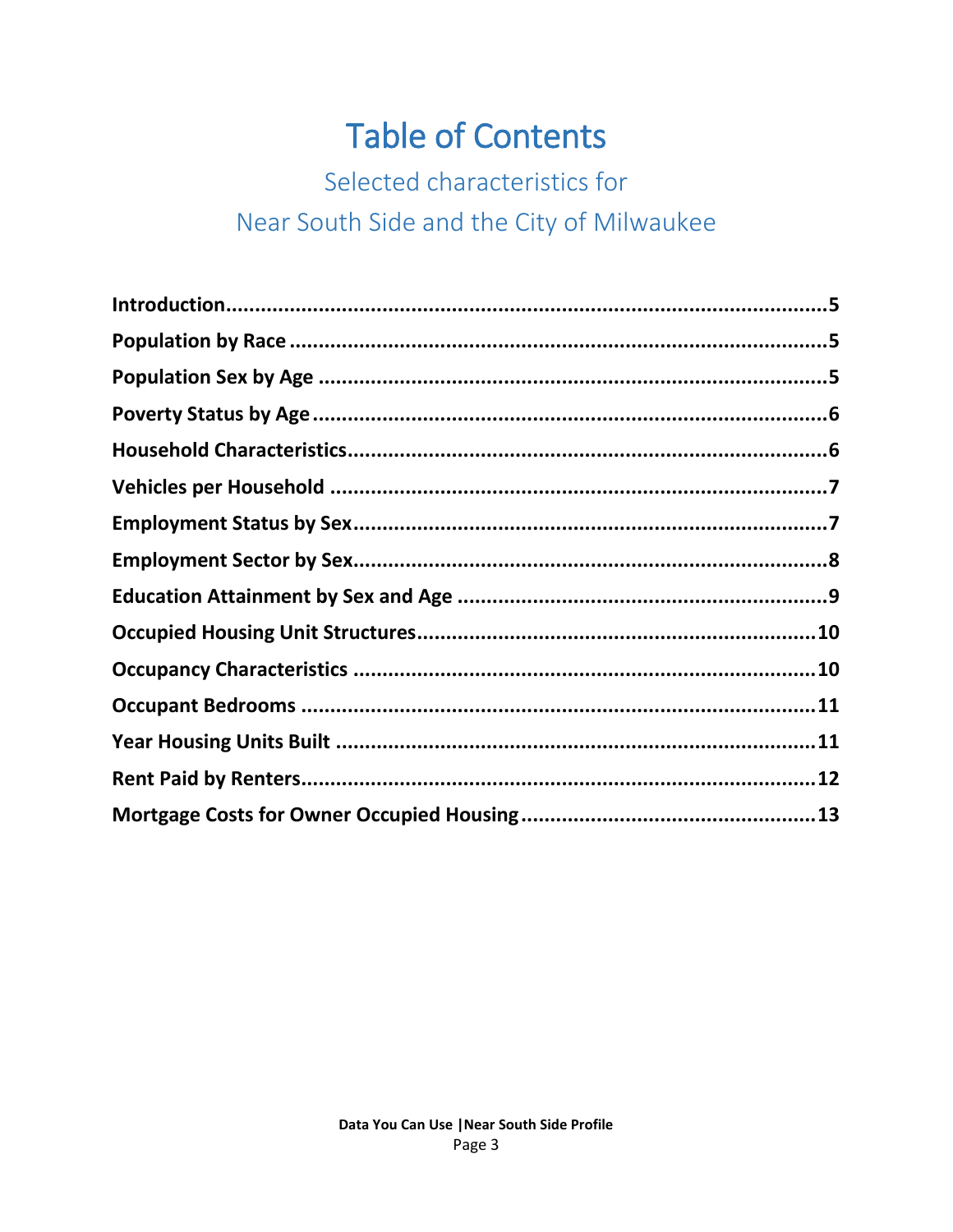# Table of Contents

## Selected characteristics for Near South Side and the City of Milwaukee

**Introduction**......................................................................................................5
**Population by Race**..........................................................................................5
**Population Sex by Age**.....................................................................................5
**Poverty Status by Age**......................................................................................6
**Household Characteristics**...............................................................................6
**Vehicles per Household**...................................................................................7
**Employment Status by Sex**...............................................................................7
**Employment Sector by Sex**..............................................................................8
**Education Attainment by Sex and Age**.............................................................9
**Occupied Housing Unit Structures**..................................................................10
**Occupancy Characteristics**.............................................................................10
**Occupant Bedrooms**.......................................................................................11
**Year Housing Units Built**.................................................................................11
**Rent Paid by Renters**......................................................................................12
**Mortgage Costs for Owner Occupied Housing**................................................13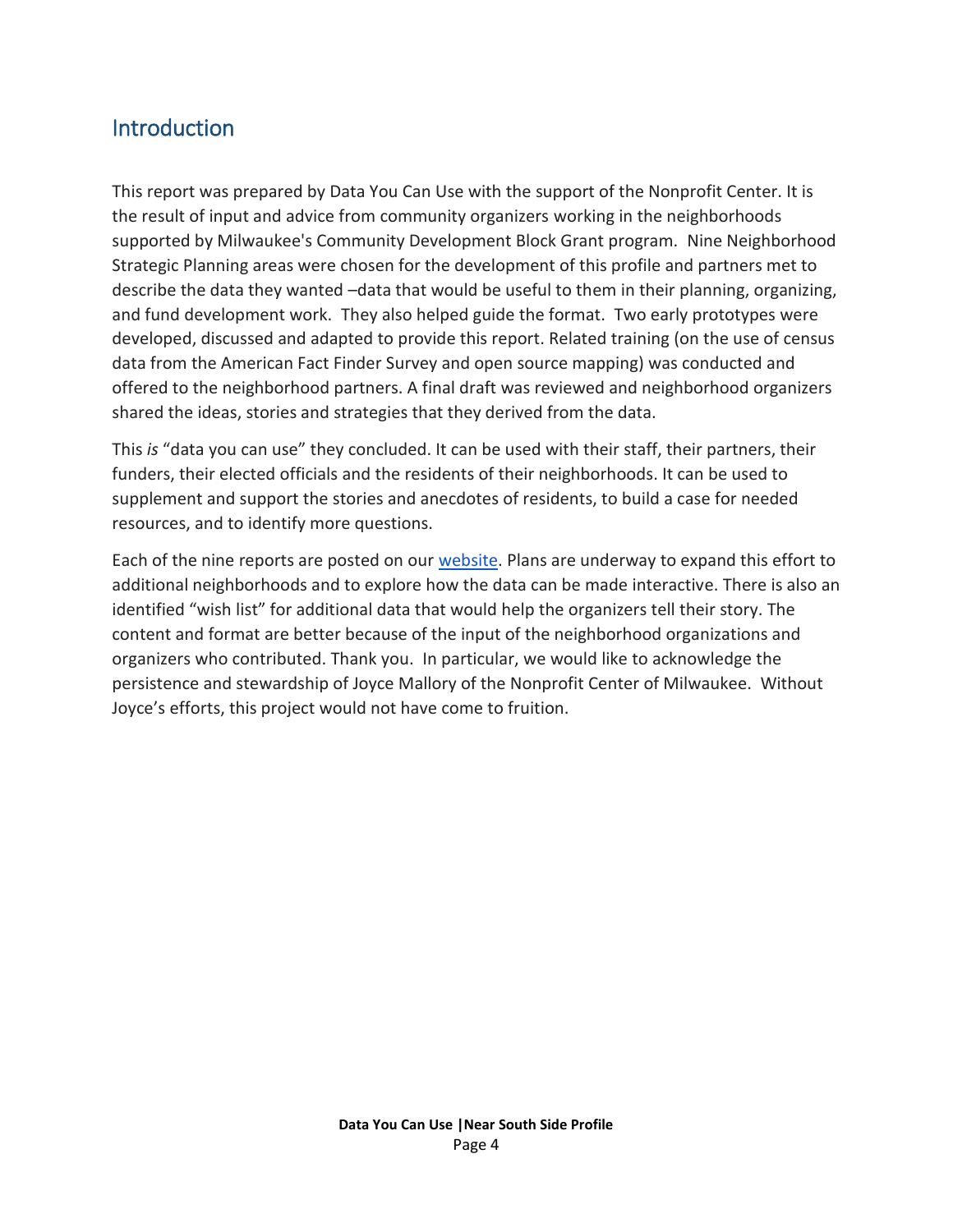## Introduction

This report was prepared by Data You Can Use with the support of the Nonprofit Center. It is the result of input and advice from community organizers working in the neighborhoods supported by Milwaukee's Community Development Block Grant program. Nine Neighborhood Strategic Planning areas were chosen for the development of this profile and partners met to describe the data they wanted –data that would be useful to them in their planning, organizing, and fund development work. They also helped guide the format. Two early prototypes were developed, discussed and adapted to provide this report. Related training (on the use of census data from the American Fact Finder Survey and open source mapping) was conducted and offered to the neighborhood partners. A final draft was reviewed and neighborhood organizers shared the ideas, stories and strategies that they derived from the data.

This *is* "data you can use" they concluded. It can be used with their staff, their partners, their funders, their elected officials and the residents of their neighborhoods. It can be used to supplement and support the stories and anecdotes of residents, to build a case for needed resources, and to identify more questions.

Each of the nine reports are posted on our website. Plans are underway to expand this effort to additional neighborhoods and to explore how the data can be made interactive. There is also an identified "wish list" for additional data that would help the organizers tell their story. The content and format are better because of the input of the neighborhood organizations and organizers who contributed. Thank you. In particular, we would like to acknowledge the persistence and stewardship of Joyce Mallory of the Nonprofit Center of Milwaukee. Without Joyce's efforts, this project would not have come to fruition.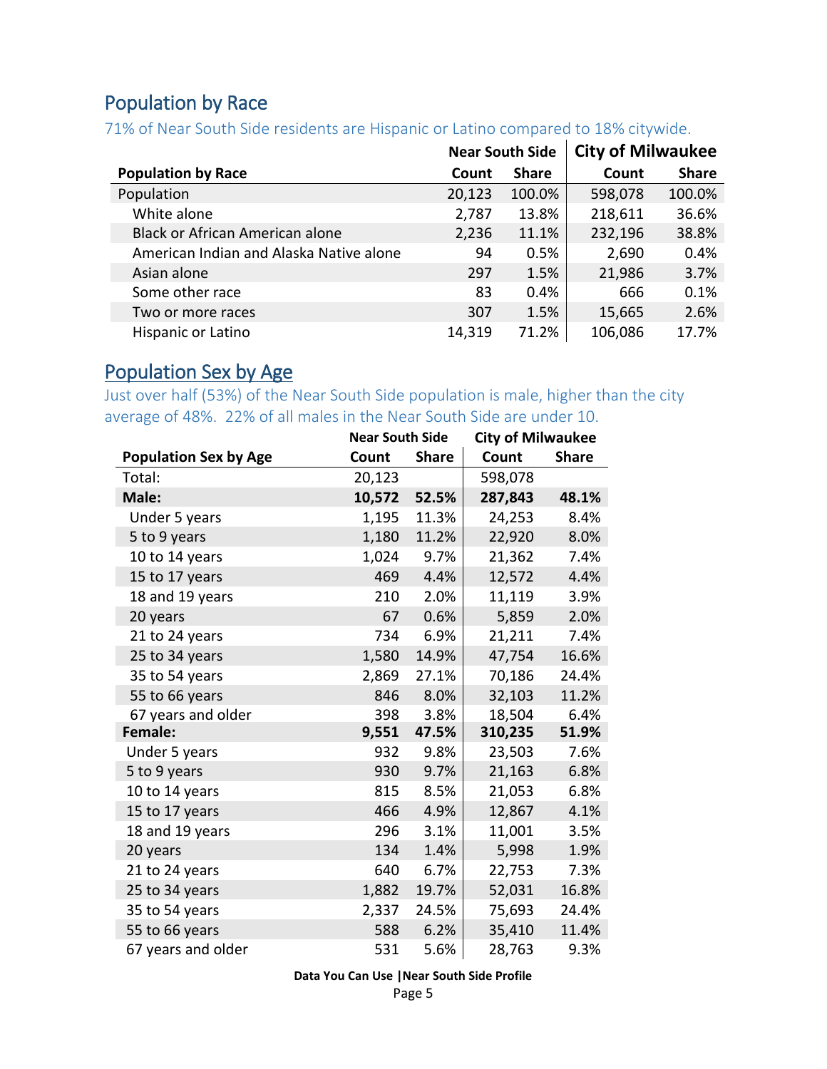## Population by Race

71% of Near South Side residents are Hispanic or Latino compared to 18% citywide.

| | Near South Side | | City of Milwaukee | |
|---|---|---|---|---|
| **Population by Race** | **Count** | **Share** | **Count** | **Share** |
| Population | 20,123 | 100.0% | 598,078 | 100.0% |
| White alone | 2,787 | 13.8% | 218,611 | 36.6% |
| Black or African American alone | 2,236 | 11.1% | 232,196 | 38.8% |
| American Indian and Alaska Native alone | 94 | 0.5% | 2,690 | 0.4% |
| Asian alone | 297 | 1.5% | 21,986 | 3.7% |
| Some other race | 83 | 0.4% | 666 | 0.1% |
| Two or more races | 307 | 1.5% | 15,665 | 2.6% |
| Hispanic or Latino | 14,319 | 71.2% | 106,086 | 17.7% |

## Population Sex by Age

Just over half (53%) of the Near South Side population is male, higher than the city average of 48%. 22% of all males in the Near South Side are under 10.

| | Near South Side | | City of Milwaukee | |
|---|---|---|---|---|
| **Population Sex by Age** | **Count** | **Share** | **Count** | **Share** |
| Total: | 20,123 | | 598,078 | |
| **Male:** | **10,572** | **52.5%** | **287,843** | **48.1%** |
| Under 5 years | 1,195 | 11.3% | 24,253 | 8.4% |
| 5 to 9 years | 1,180 | 11.2% | 22,920 | 8.0% |
| 10 to 14 years | 1,024 | 9.7% | 21,362 | 7.4% |
| 15 to 17 years | 469 | 4.4% | 12,572 | 4.4% |
| 18 and 19 years | 210 | 2.0% | 11,119 | 3.9% |
| 20 years | 67 | 0.6% | 5,859 | 2.0% |
| 21 to 24 years | 734 | 6.9% | 21,211 | 7.4% |
| 25 to 34 years | 1,580 | 14.9% | 47,754 | 16.6% |
| 35 to 54 years | 2,869 | 27.1% | 70,186 | 24.4% |
| 55 to 66 years | 846 | 8.0% | 32,103 | 11.2% |
| 67 years and older | 398 | 3.8% | 18,504 | 6.4% |
| **Female:** | **9,551** | **47.5%** | **310,235** | **51.9%** |
| Under 5 years | 932 | 9.8% | 23,503 | 7.6% |
| 5 to 9 years | 930 | 9.7% | 21,163 | 6.8% |
| 10 to 14 years | 815 | 8.5% | 21,053 | 6.8% |
| 15 to 17 years | 466 | 4.9% | 12,867 | 4.1% |
| 18 and 19 years | 296 | 3.1% | 11,001 | 3.5% |
| 20 years | 134 | 1.4% | 5,998 | 1.9% |
| 21 to 24 years | 640 | 6.7% | 22,753 | 7.3% |
| 25 to 34 years | 1,882 | 19.7% | 52,031 | 16.8% |
| 35 to 54 years | 2,337 | 24.5% | 75,693 | 24.4% |
| 55 to 66 years | 588 | 6.2% | 35,410 | 11.4% |
| 67 years and older | 531 | 5.6% | 28,763 | 9.3% |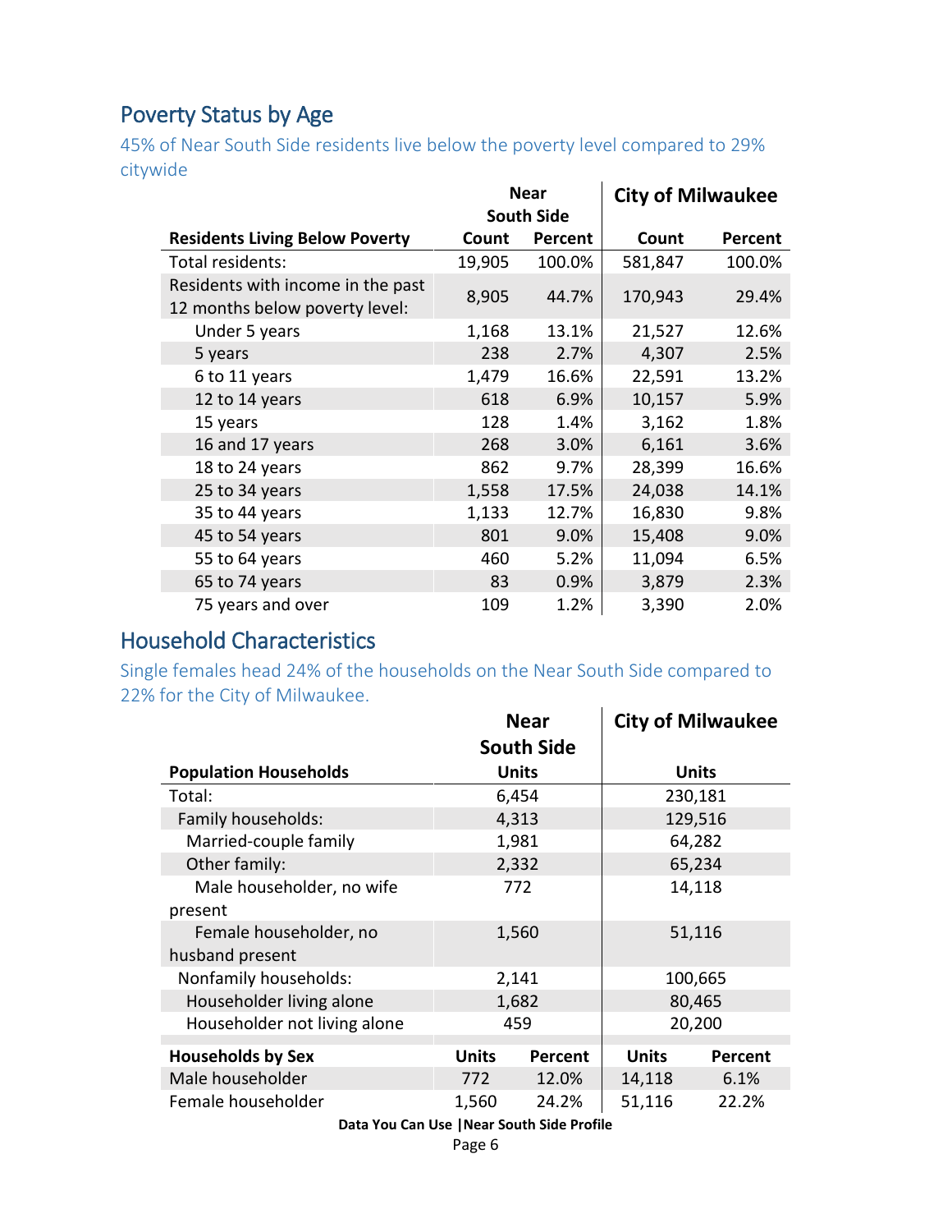## Poverty Status by Age

45% of Near South Side residents live below the poverty level compared to 29% citywide

| Residents Living Below Poverty | Near South Side | | City of Milwaukee | |
|---|---|---|---|---|
| | Count | Percent | Count | Percent |
| Total residents: | 19,905 | 100.0% | 581,847 | 100.0% |
| Residents with income in the past 12 months below poverty level: | 8,905 | 44.7% | 170,943 | 29.4% |
| Under 5 years | 1,168 | 13.1% | 21,527 | 12.6% |
| 5 years | 238 | 2.7% | 4,307 | 2.5% |
| 6 to 11 years | 1,479 | 16.6% | 22,591 | 13.2% |
| 12 to 14 years | 618 | 6.9% | 10,157 | 5.9% |
| 15 years | 128 | 1.4% | 3,162 | 1.8% |
| 16 and 17 years | 268 | 3.0% | 6,161 | 3.6% |
| 18 to 24 years | 862 | 9.7% | 28,399 | 16.6% |
| 25 to 34 years | 1,558 | 17.5% | 24,038 | 14.1% |
| 35 to 44 years | 1,133 | 12.7% | 16,830 | 9.8% |
| 45 to 54 years | 801 | 9.0% | 15,408 | 9.0% |
| 55 to 64 years | 460 | 5.2% | 11,094 | 6.5% |
| 65 to 74 years | 83 | 0.9% | 3,879 | 2.3% |
| 75 years and over | 109 | 1.2% | 3,390 | 2.0% |

## Household Characteristics

Single females head 24% of the households on the Near South Side compared to 22% for the City of Milwaukee.

| Population Households | Near South Side Units | City of Milwaukee Units |
|---|---|---|
| Total: | 6,454 | 230,181 |
| Family households: | 4,313 | 129,516 |
| Married-couple family | 1,981 | 64,282 |
| Other family: | 2,332 | 65,234 |
| Male householder, no wife present | 772 | 14,118 |
| Female householder, no husband present | 1,560 | 51,116 |
| Nonfamily households: | 2,141 | 100,665 |
| Householder living alone | 1,682 | 80,465 |
| Householder not living alone | 459 | 20,200 |

| Households by Sex | Near South Side | | City of Milwaukee | |
|---|---|---|---|---|
| | Units | Percent | Units | Percent |
| Male householder | 772 | 12.0% | 14,118 | 6.1% |
| Female householder | 1,560 | 24.2% | 51,116 | 22.2% |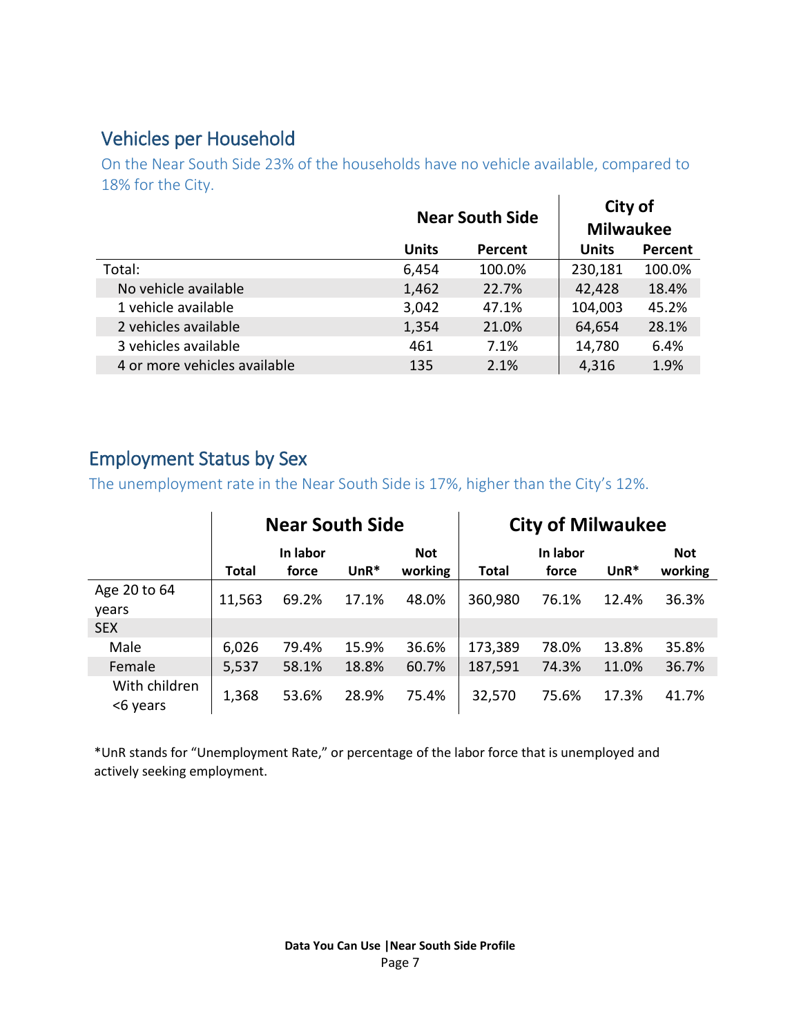## Vehicles per Household

On the Near South Side 23% of the households have no vehicle available, compared to 18% for the City.

| | Near South Side | | City of Milwaukee | |
|---|---|---|---|---|
| | Units | Percent | Units | Percent |
| Total: | 6,454 | 100.0% | 230,181 | 100.0% |
| No vehicle available | 1,462 | 22.7% | 42,428 | 18.4% |
| 1 vehicle available | 3,042 | 47.1% | 104,003 | 45.2% |
| 2 vehicles available | 1,354 | 21.0% | 64,654 | 28.1% |
| 3 vehicles available | 461 | 7.1% | 14,780 | 6.4% |
| 4 or more vehicles available | 135 | 2.1% | 4,316 | 1.9% |

## Employment Status by Sex

The unemployment rate in the Near South Side is 17%, higher than the City's 12%.

| | Near South Side | | | | City of Milwaukee | | | |
|---|---|---|---|---|---|---|---|---|
| | Total | In labor force | UnR* | Not working | Total | In labor force | UnR* | Not working |
| Age 20 to 64 years | 11,563 | 69.2% | 17.1% | 48.0% | 360,980 | 76.1% | 12.4% | 36.3% |
| SEX | | | | | | | | |
| Male | 6,026 | 79.4% | 15.9% | 36.6% | 173,389 | 78.0% | 13.8% | 35.8% |
| Female | 5,537 | 58.1% | 18.8% | 60.7% | 187,591 | 74.3% | 11.0% | 36.7% |
| With children <6 years | 1,368 | 53.6% | 28.9% | 75.4% | 32,570 | 75.6% | 17.3% | 41.7% |

*UnR stands for "Unemployment Rate," or percentage of the labor force that is unemployed and actively seeking employment.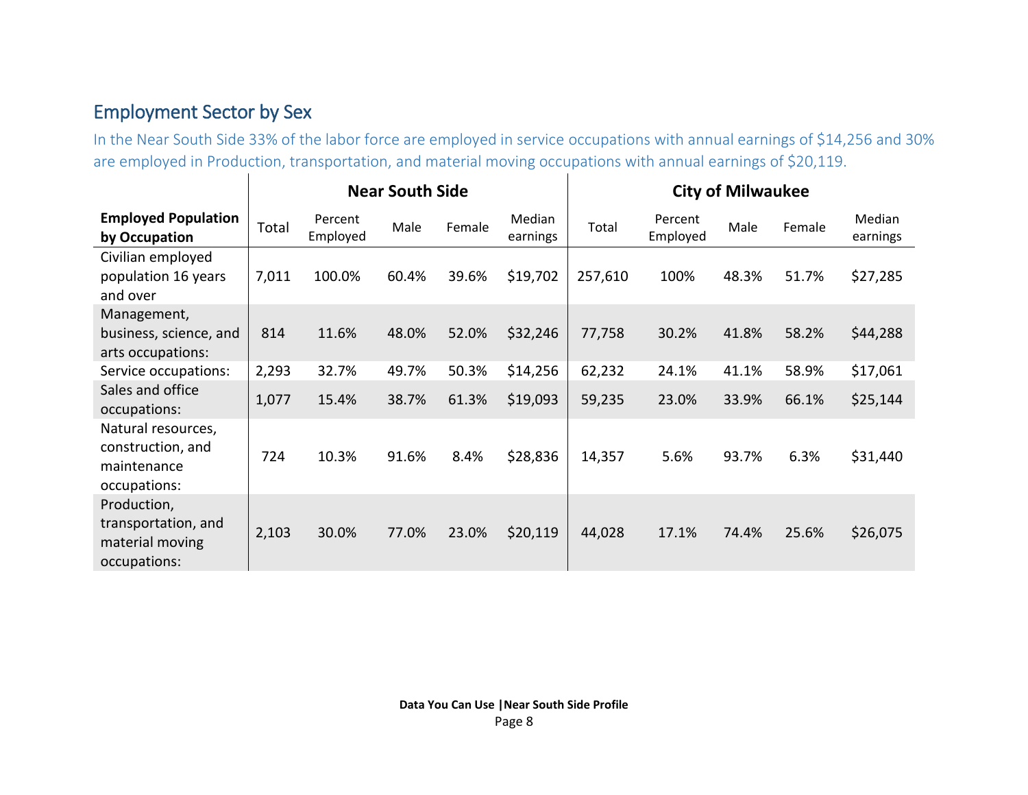## Employment Sector by Sex

In the Near South Side 33% of the labor force are employed in service occupations with annual earnings of $14,256 and 30% are employed in Production, transportation, and material moving occupations with annual earnings of $20,119.

| | Near South Side | | | | | City of Milwaukee | | | | |
|---|---|---|---|---|---|---|---|---|---|---|
| **Employed Population by Occupation** | Total | Percent Employed | Male | Female | Median earnings | Total | Percent Employed | Male | Female | Median earnings |
| Civilian employed population 16 years and over | 7,011 | 100.0% | 60.4% | 39.6% | $19,702 | 257,610 | 100% | 48.3% | 51.7% | $27,285 |
| Management, business, science, and arts occupations: | 814 | 11.6% | 48.0% | 52.0% | $32,246 | 77,758 | 30.2% | 41.8% | 58.2% | $44,288 |
| Service occupations: | 2,293 | 32.7% | 49.7% | 50.3% | $14,256 | 62,232 | 24.1% | 41.1% | 58.9% | $17,061 |
| Sales and office occupations: | 1,077 | 15.4% | 38.7% | 61.3% | $19,093 | 59,235 | 23.0% | 33.9% | 66.1% | $25,144 |
| Natural resources, construction, and maintenance occupations: | 724 | 10.3% | 91.6% | 8.4% | $28,836 | 14,357 | 5.6% | 93.7% | 6.3% | $31,440 |
| Production, transportation, and material moving occupations: | 2,103 | 30.0% | 77.0% | 23.0% | $20,119 | 44,028 | 17.1% | 74.4% | 25.6% | $26,075 |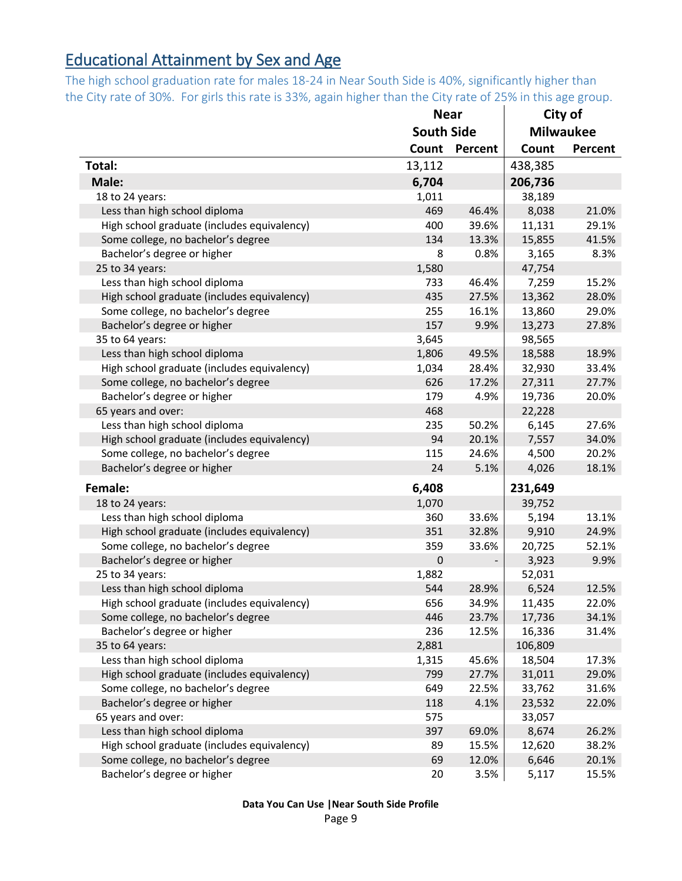## Educational Attainment by Sex and Age

The high school graduation rate for males 18-24 in Near South Side is 40%, significantly higher than the City rate of 30%. For girls this rate is 33%, again higher than the City rate of 25% in this age group.

| | Near South Side | | City of Milwaukee | |
|---|---|---|---|---|
| | Count | Percent | Count | Percent |
| **Total:** | 13,112 | | 438,385 | |
| **Male:** | **6,704** | | **206,736** | |
| 18 to 24 years: | 1,011 | | 38,189 | |
| Less than high school diploma | 469 | 46.4% | 8,038 | 21.0% |
| High school graduate (includes equivalency) | 400 | 39.6% | 11,131 | 29.1% |
| Some college, no bachelor's degree | 134 | 13.3% | 15,855 | 41.5% |
| Bachelor's degree or higher | 8 | 0.8% | 3,165 | 8.3% |
| 25 to 34 years: | 1,580 | | 47,754 | |
| Less than high school diploma | 733 | 46.4% | 7,259 | 15.2% |
| High school graduate (includes equivalency) | 435 | 27.5% | 13,362 | 28.0% |
| Some college, no bachelor's degree | 255 | 16.1% | 13,860 | 29.0% |
| Bachelor's degree or higher | 157 | 9.9% | 13,273 | 27.8% |
| 35 to 64 years: | 3,645 | | 98,565 | |
| Less than high school diploma | 1,806 | 49.5% | 18,588 | 18.9% |
| High school graduate (includes equivalency) | 1,034 | 28.4% | 32,930 | 33.4% |
| Some college, no bachelor's degree | 626 | 17.2% | 27,311 | 27.7% |
| Bachelor's degree or higher | 179 | 4.9% | 19,736 | 20.0% |
| 65 years and over: | 468 | | 22,228 | |
| Less than high school diploma | 235 | 50.2% | 6,145 | 27.6% |
| High school graduate (includes equivalency) | 94 | 20.1% | 7,557 | 34.0% |
| Some college, no bachelor's degree | 115 | 24.6% | 4,500 | 20.2% |
| Bachelor's degree or higher | 24 | 5.1% | 4,026 | 18.1% |
| **Female:** | **6,408** | | **231,649** | |
| 18 to 24 years: | 1,070 | | 39,752 | |
| Less than high school diploma | 360 | 33.6% | 5,194 | 13.1% |
| High school graduate (includes equivalency) | 351 | 32.8% | 9,910 | 24.9% |
| Some college, no bachelor's degree | 359 | 33.6% | 20,725 | 52.1% |
| Bachelor's degree or higher | 0 | - | 3,923 | 9.9% |
| 25 to 34 years: | 1,882 | | 52,031 | |
| Less than high school diploma | 544 | 28.9% | 6,524 | 12.5% |
| High school graduate (includes equivalency) | 656 | 34.9% | 11,435 | 22.0% |
| Some college, no bachelor's degree | 446 | 23.7% | 17,736 | 34.1% |
| Bachelor's degree or higher | 236 | 12.5% | 16,336 | 31.4% |
| 35 to 64 years: | 2,881 | | 106,809 | |
| Less than high school diploma | 1,315 | 45.6% | 18,504 | 17.3% |
| High school graduate (includes equivalency) | 799 | 27.7% | 31,011 | 29.0% |
| Some college, no bachelor's degree | 649 | 22.5% | 33,762 | 31.6% |
| Bachelor's degree or higher | 118 | 4.1% | 23,532 | 22.0% |
| 65 years and over: | 575 | | 33,057 | |
| Less than high school diploma | 397 | 69.0% | 8,674 | 26.2% |
| High school graduate (includes equivalency) | 89 | 15.5% | 12,620 | 38.2% |
| Some college, no bachelor's degree | 69 | 12.0% | 6,646 | 20.1% |
| Bachelor's degree or higher | 20 | 3.5% | 5,117 | 15.5% |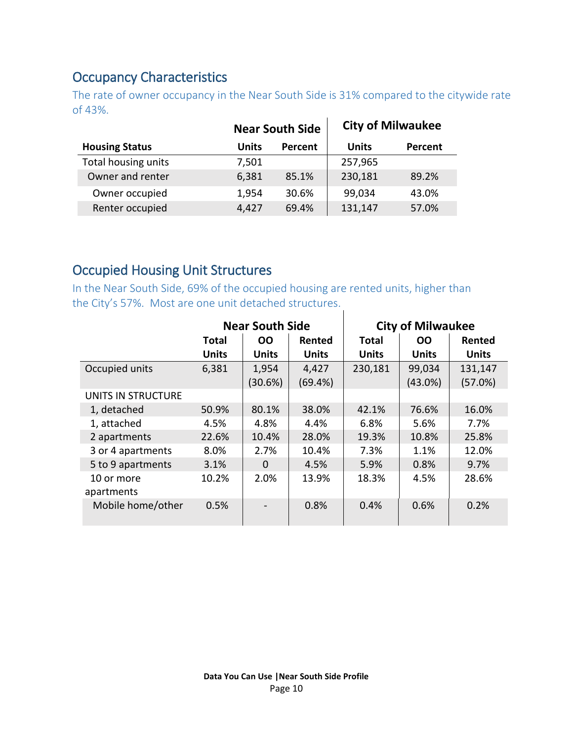## Occupancy Characteristics

The rate of owner occupancy in the Near South Side is 31% compared to the citywide rate of 43%.

| | Near South Side | | City of Milwaukee | |
|---|---|---|---|---|
| **Housing Status** | **Units** | **Percent** | **Units** | **Percent** |
| Total housing units | 7,501 | | 257,965 | |
| Owner and renter | 6,381 | 85.1% | 230,181 | 89.2% |
| Owner occupied | 1,954 | 30.6% | 99,034 | 43.0% |
| Renter occupied | 4,427 | 69.4% | 131,147 | 57.0% |

## Occupied Housing Unit Structures

In the Near South Side, 69% of the occupied housing are rented units, higher than the City's 57%. Most are one unit detached structures.

| | Near South Side | | | City of Milwaukee | | |
|---|---|---|---|---|---|---|
| | **Total Units** | **OO Units** | **Rented Units** | **Total Units** | **OO Units** | **Rented Units** |
| Occupied units | 6,381 | 1,954 (30.6%) | 4,427 (69.4%) | 230,181 | 99,034 (43.0%) | 131,147 (57.0%) |
| UNITS IN STRUCTURE | | | | | | |
| 1, detached | 50.9% | 80.1% | 38.0% | 42.1% | 76.6% | 16.0% |
| 1, attached | 4.5% | 4.8% | 4.4% | 6.8% | 5.6% | 7.7% |
| 2 apartments | 22.6% | 10.4% | 28.0% | 19.3% | 10.8% | 25.8% |
| 3 or 4 apartments | 8.0% | 2.7% | 10.4% | 7.3% | 1.1% | 12.0% |
| 5 to 9 apartments | 3.1% | 0 | 4.5% | 5.9% | 0.8% | 9.7% |
| 10 or more apartments | 10.2% | 2.0% | 13.9% | 18.3% | 4.5% | 28.6% |
| Mobile home/other | 0.5% | - | 0.8% | 0.4% | 0.6% | 0.2% |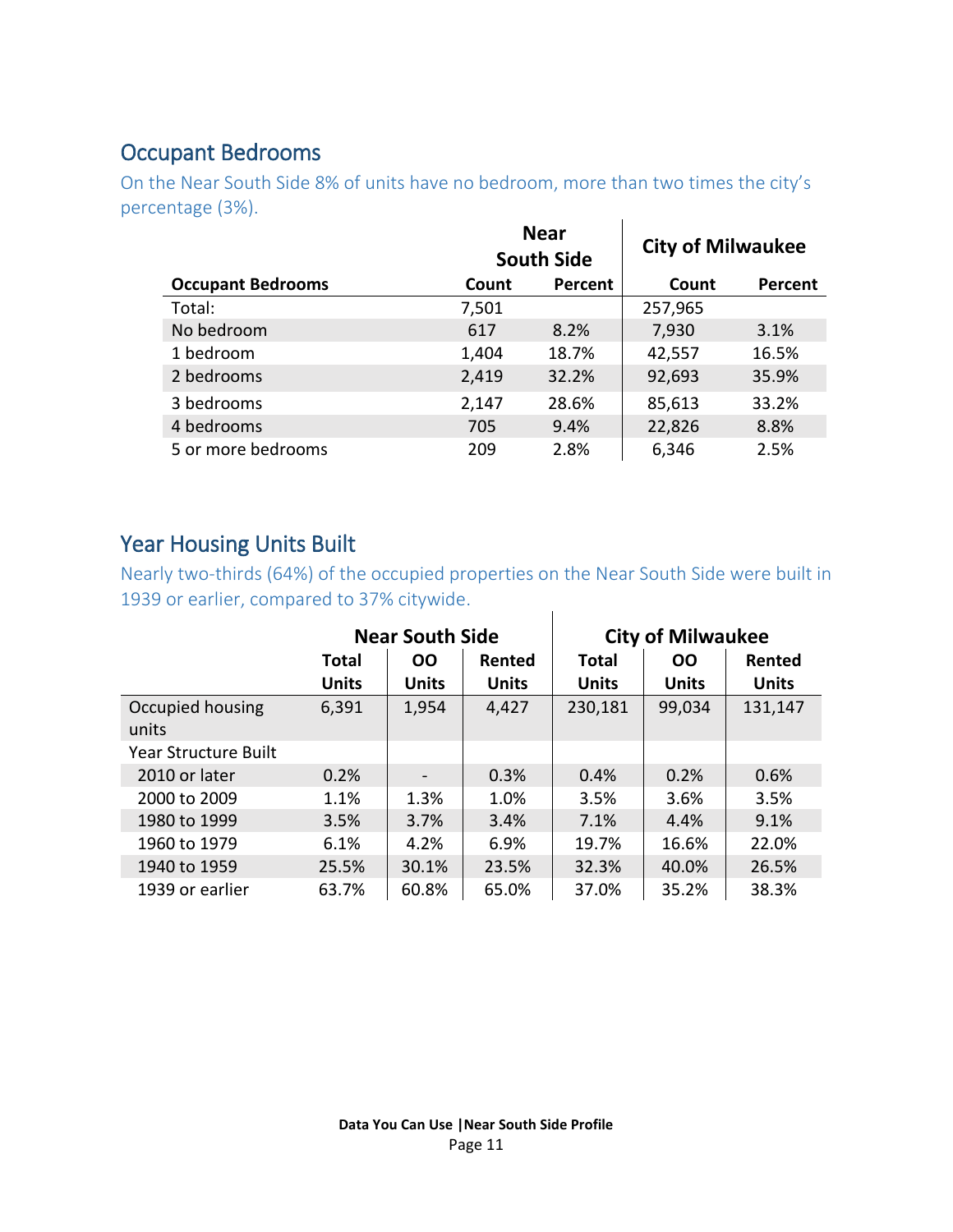## Occupant Bedrooms

On the Near South Side 8% of units have no bedroom, more than two times the city's percentage (3%).

| | Near South Side | | City of Milwaukee | |
|---|---|---|---|---|
| **Occupant Bedrooms** | **Count** | **Percent** | **Count** | **Percent** |
| Total: | 7,501 | | 257,965 | |
| No bedroom | 617 | 8.2% | 7,930 | 3.1% |
| 1 bedroom | 1,404 | 18.7% | 42,557 | 16.5% |
| 2 bedrooms | 2,419 | 32.2% | 92,693 | 35.9% |
| 3 bedrooms | 2,147 | 28.6% | 85,613 | 33.2% |
| 4 bedrooms | 705 | 9.4% | 22,826 | 8.8% |
| 5 or more bedrooms | 209 | 2.8% | 6,346 | 2.5% |

## Year Housing Units Built

Nearly two-thirds (64%) of the occupied properties on the Near South Side were built in 1939 or earlier, compared to 37% citywide.

| | Near South Side | | | City of Milwaukee | | |
|---|---|---|---|---|---|---|
| | **Total Units** | **OO Units** | **Rented Units** | **Total Units** | **OO Units** | **Rented Units** |
| Occupied housing units | 6,391 | 1,954 | 4,427 | 230,181 | 99,034 | 131,147 |
| Year Structure Built | | | | | | |
| 2010 or later | 0.2% | - | 0.3% | 0.4% | 0.2% | 0.6% |
| 2000 to 2009 | 1.1% | 1.3% | 1.0% | 3.5% | 3.6% | 3.5% |
| 1980 to 1999 | 3.5% | 3.7% | 3.4% | 7.1% | 4.4% | 9.1% |
| 1960 to 1979 | 6.1% | 4.2% | 6.9% | 19.7% | 16.6% | 22.0% |
| 1940 to 1959 | 25.5% | 30.1% | 23.5% | 32.3% | 40.0% | 26.5% |
| 1939 or earlier | 63.7% | 60.8% | 65.0% | 37.0% | 35.2% | 38.3% |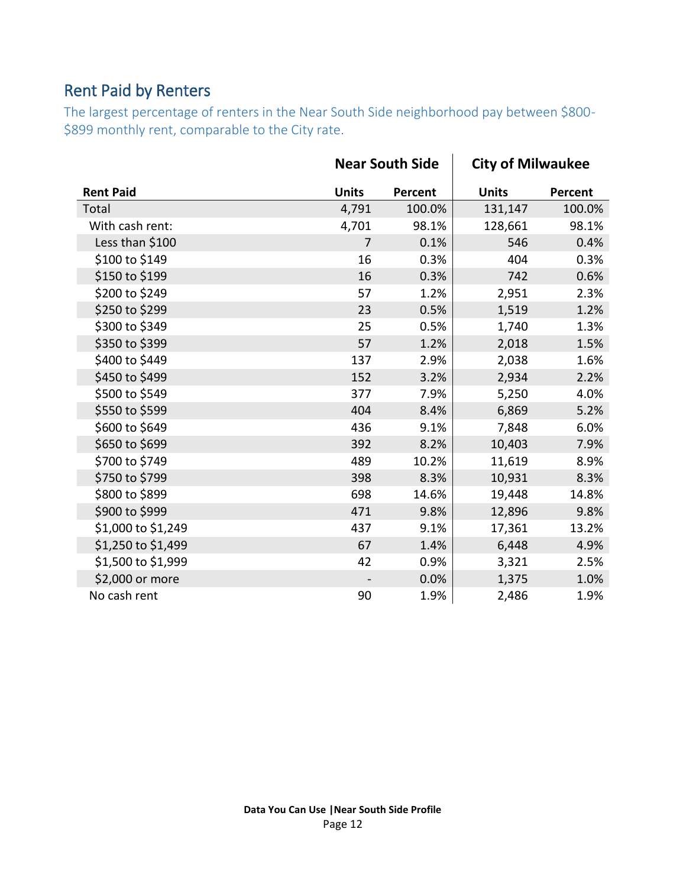## Rent Paid by Renters

The largest percentage of renters in the Near South Side neighborhood pay between $800-$899 monthly rent, comparable to the City rate.

| | Near South Side | | City of Milwaukee | |
|---|---|---|---|---|
| **Rent Paid** | **Units** | **Percent** | **Units** | **Percent** |
| Total | 4,791 | 100.0% | 131,147 | 100.0% |
| With cash rent: | 4,701 | 98.1% | 128,661 | 98.1% |
| Less than $100 | 7 | 0.1% | 546 | 0.4% |
| $100 to $149 | 16 | 0.3% | 404 | 0.3% |
| $150 to $199 | 16 | 0.3% | 742 | 0.6% |
| $200 to $249 | 57 | 1.2% | 2,951 | 2.3% |
| $250 to $299 | 23 | 0.5% | 1,519 | 1.2% |
| $300 to $349 | 25 | 0.5% | 1,740 | 1.3% |
| $350 to $399 | 57 | 1.2% | 2,018 | 1.5% |
| $400 to $449 | 137 | 2.9% | 2,038 | 1.6% |
| $450 to $499 | 152 | 3.2% | 2,934 | 2.2% |
| $500 to $549 | 377 | 7.9% | 5,250 | 4.0% |
| $550 to $599 | 404 | 8.4% | 6,869 | 5.2% |
| $600 to $649 | 436 | 9.1% | 7,848 | 6.0% |
| $650 to $699 | 392 | 8.2% | 10,403 | 7.9% |
| $700 to $749 | 489 | 10.2% | 11,619 | 8.9% |
| $750 to $799 | 398 | 8.3% | 10,931 | 8.3% |
| $800 to $899 | 698 | 14.6% | 19,448 | 14.8% |
| $900 to $999 | 471 | 9.8% | 12,896 | 9.8% |
| $1,000 to $1,249 | 437 | 9.1% | 17,361 | 13.2% |
| $1,250 to $1,499 | 67 | 1.4% | 6,448 | 4.9% |
| $1,500 to $1,999 | 42 | 0.9% | 3,321 | 2.5% |
| $2,000 or more | - | 0.0% | 1,375 | 1.0% |
| No cash rent | 90 | 1.9% | 2,486 | 1.9% |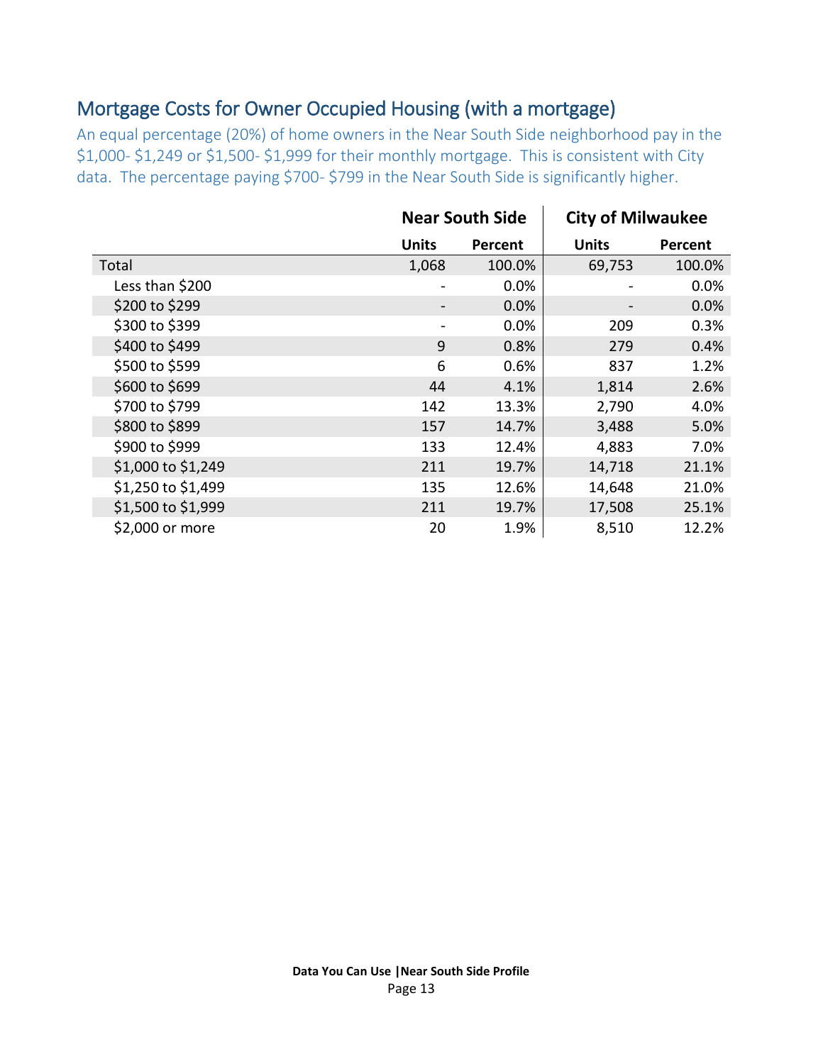## Mortgage Costs for Owner Occupied Housing (with a mortgage)

An equal percentage (20%) of home owners in the Near South Side neighborhood pay in the $1,000- $1,249 or $1,500- $1,999 for their monthly mortgage. This is consistent with City data. The percentage paying $700- $799 in the Near South Side is significantly higher.

| | Near South Side | | City of Milwaukee | |
|---|---|---|---|---|
| | Units | Percent | Units | Percent |
| Total | 1,068 | 100.0% | 69,753 | 100.0% |
| Less than $200 | - | 0.0% | - | 0.0% |
| $200 to $299 | - | 0.0% | - | 0.0% |
| $300 to $399 | - | 0.0% | 209 | 0.3% |
| $400 to $499 | 9 | 0.8% | 279 | 0.4% |
| $500 to $599 | 6 | 0.6% | 837 | 1.2% |
| $600 to $699 | 44 | 4.1% | 1,814 | 2.6% |
| $700 to $799 | 142 | 13.3% | 2,790 | 4.0% |
| $800 to $899 | 157 | 14.7% | 3,488 | 5.0% |
| $900 to $999 | 133 | 12.4% | 4,883 | 7.0% |
| $1,000 to $1,249 | 211 | 19.7% | 14,718 | 21.1% |
| $1,250 to $1,499 | 135 | 12.6% | 14,648 | 21.0% |
| $1,500 to $1,999 | 211 | 19.7% | 17,508 | 25.1% |
| $2,000 or more | 20 | 1.9% | 8,510 | 12.2% |